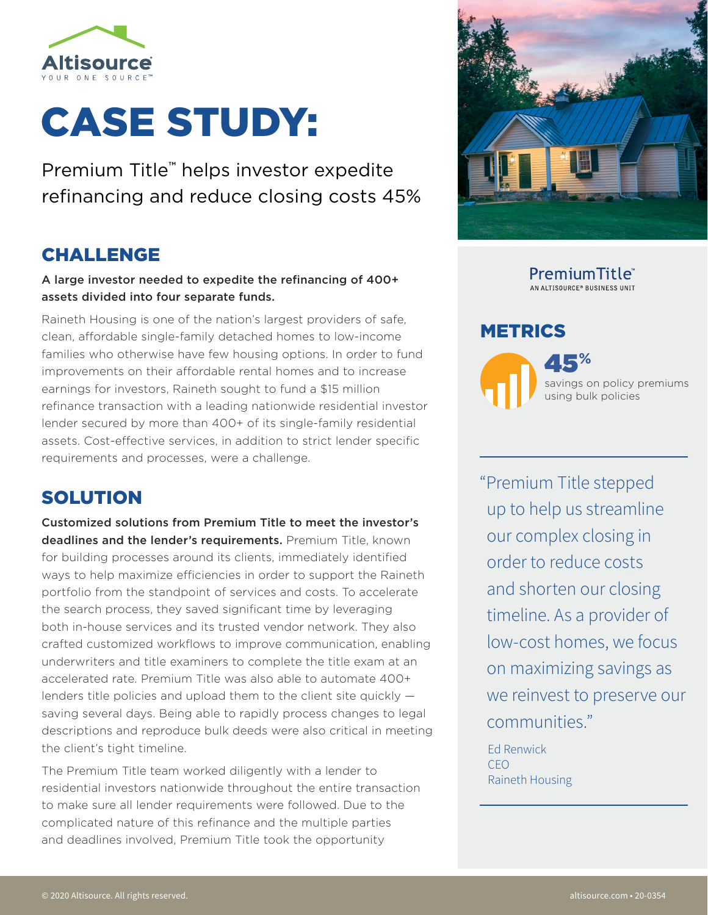Altisource
YOUR ONE SOURCE™

# CASE STUDY:

Premium Title™ helps investor expedite refinancing and reduce closing costs 45%

## CHALLENGE

**A large investor needed to expedite the refinancing of 400+ assets divided into four separate funds.**

Raineth Housing is one of the nation's largest providers of safe, clean, affordable single-family detached homes to low-income families who otherwise have few housing options. In order to fund improvements on their affordable rental homes and to increase earnings for investors, Raineth sought to fund a $15 million refinance transaction with a leading nationwide residential investor lender secured by more than 400+ of its single-family residential assets. Cost-effective services, in addition to strict lender specific requirements and processes, were a challenge.

## SOLUTION

**Customized solutions from Premium Title to meet the investor's deadlines and the lender's requirements.** Premium Title, known for building processes around its clients, immediately identified ways to help maximize efficiencies in order to support the Raineth portfolio from the standpoint of services and costs. To accelerate the search process, they saved significant time by leveraging both in-house services and its trusted vendor network. They also crafted customized workflows to improve communication, enabling underwriters and title examiners to complete the title exam at an accelerated rate. Premium Title was also able to automate 400+ lenders title policies and upload them to the client site quickly — saving several days. Being able to rapidly process changes to legal descriptions and reproduce bulk deeds were also critical in meeting the client's tight timeline.

The Premium Title team worked diligently with a lender to residential investors nationwide throughout the entire transaction to make sure all lender requirements were followed. Due to the complicated nature of this refinance and the multiple parties and deadlines involved, Premium Title took the opportunity

PremiumTitle™
AN ALTISOURCE® BUSINESS UNIT

## METRICS

**45%**
savings on policy premiums using bulk policies

"Premium Title stepped up to help us streamline our complex closing in order to reduce costs and shorten our closing timeline. As a provider of low-cost homes, we focus on maximizing savings as we reinvest to preserve our communities."

Ed Renwick
CEO
Raineth Housing

© 2020 Altisource. All rights reserved.

altisource.com • 20-0354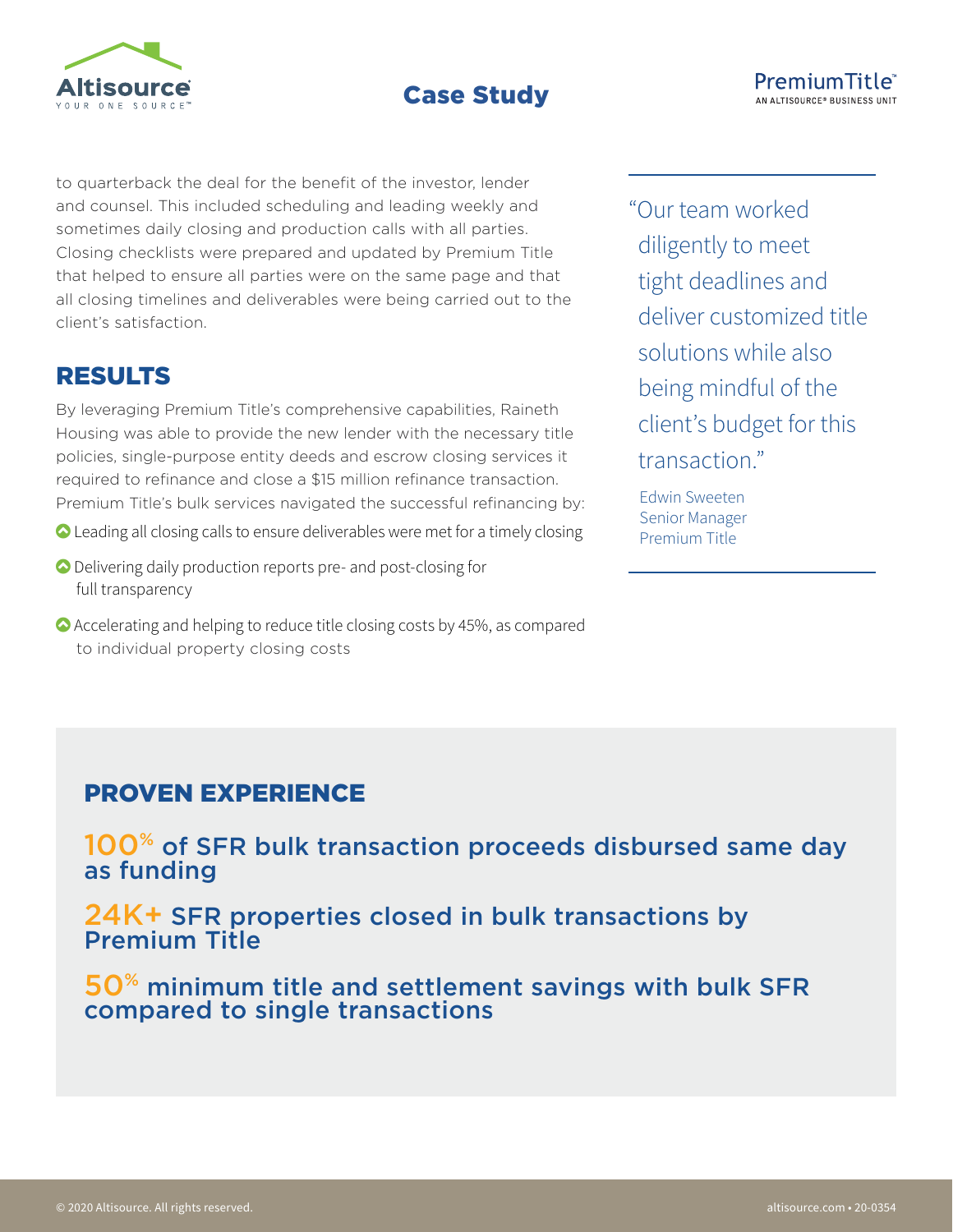to quarterback the deal for the benefit of the investor, lender and counsel. This included scheduling and leading weekly and sometimes daily closing and production calls with all parties. Closing checklists were prepared and updated by Premium Title that helped to ensure all parties were on the same page and that all closing timelines and deliverables were being carried out to the client's satisfaction.

## RESULTS

By leveraging Premium Title's comprehensive capabilities, Raineth Housing was able to provide the new lender with the necessary title policies, single-purpose entity deeds and escrow closing services it required to refinance and close a $15 million refinance transaction. Premium Title's bulk services navigated the successful refinancing by:

- Leading all closing calls to ensure deliverables were met for a timely closing
- Delivering daily production reports pre- and post-closing for full transparency
- Accelerating and helping to reduce title closing costs by 45%, as compared to individual property closing costs

> "Our team worked diligently to meet tight deadlines and deliver customized title solutions while also being mindful of the client's budget for this transaction."
>
> Edwin Sweeten
> Senior Manager
> Premium Title

## PROVEN EXPERIENCE

**100%** of SFR bulk transaction proceeds disbursed same day as funding

**24K+** SFR properties closed in bulk transactions by Premium Title

**50%** minimum title and settlement savings with bulk SFR compared to single transactions

© 2020 Altisource. All rights reserved.

altisource.com • 20-0354